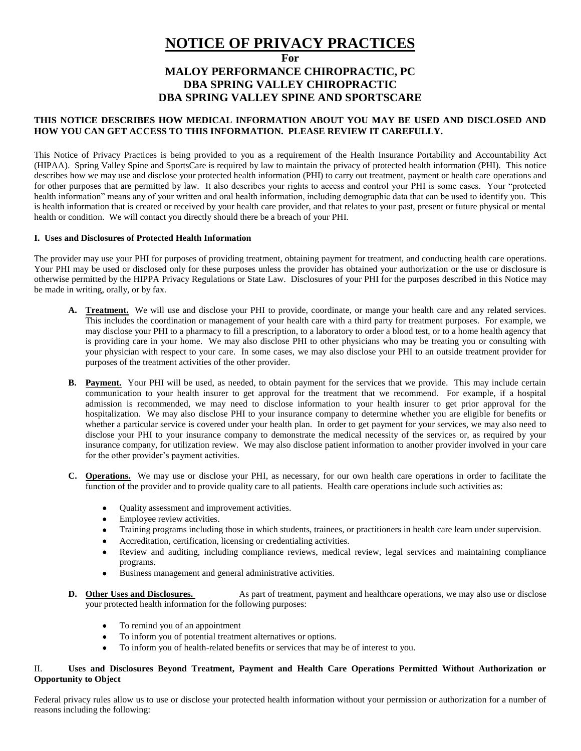# NOTICE OF PRIVACY PRACTICES

**For**

## MALOY PERFORMANCE CHIROPRACTIC, PC
## DBA SPRING VALLEY CHIROPRACTIC
## DBA SPRING VALLEY SPINE AND SPORTSCARE

**THIS NOTICE DESCRIBES HOW MEDICAL INFORMATION ABOUT YOU MAY BE USED AND DISCLOSED AND HOW YOU CAN GET ACCESS TO THIS INFORMATION. PLEASE REVIEW IT CAREFULLY.**

This Notice of Privacy Practices is being provided to you as a requirement of the Health Insurance Portability and Accountability Act (HIPAA). Spring Valley Spine and SportsCare is required by law to maintain the privacy of protected health information (PHI). This notice describes how we may use and disclose your protected health information (PHI) to carry out treatment, payment or health care operations and for other purposes that are permitted by law. It also describes your rights to access and control your PHI is some cases. Your "protected health information" means any of your written and oral health information, including demographic data that can be used to identify you. This is health information that is created or received by your health care provider, and that relates to your past, present or future physical or mental health or condition. We will contact you directly should there be a breach of your PHI.

### I. Uses and Disclosures of Protected Health Information

The provider may use your PHI for purposes of providing treatment, obtaining payment for treatment, and conducting health care operations. Your PHI may be used or disclosed only for these purposes unless the provider has obtained your authorization or the use or disclosure is otherwise permitted by the HIPPA Privacy Regulations or State Law. Disclosures of your PHI for the purposes described in this Notice may be made in writing, orally, or by fax.

**A. Treatment.** We will use and disclose your PHI to provide, coordinate, or mange your health care and any related services. This includes the coordination or management of your health care with a third party for treatment purposes. For example, we may disclose your PHI to a pharmacy to fill a prescription, to a laboratory to order a blood test, or to a home health agency that is providing care in your home. We may also disclose PHI to other physicians who may be treating you or consulting with your physician with respect to your care. In some cases, we may also disclose your PHI to an outside treatment provider for purposes of the treatment activities of the other provider.

**B. Payment.** Your PHI will be used, as needed, to obtain payment for the services that we provide. This may include certain communication to your health insurer to get approval for the treatment that we recommend. For example, if a hospital admission is recommended, we may need to disclose information to your health insurer to get prior approval for the hospitalization. We may also disclose PHI to your insurance company to determine whether you are eligible for benefits or whether a particular service is covered under your health plan. In order to get payment for your services, we may also need to disclose your PHI to your insurance company to demonstrate the medical necessity of the services or, as required by your insurance company, for utilization review. We may also disclose patient information to another provider involved in your care for the other provider's payment activities.

**C. Operations.** We may use or disclose your PHI, as necessary, for our own health care operations in order to facilitate the function of the provider and to provide quality care to all patients. Health care operations include such activities as:

- Quality assessment and improvement activities.
- Employee review activities.
- Training programs including those in which students, trainees, or practitioners in health care learn under supervision.
- Accreditation, certification, licensing or credentialing activities.
- Review and auditing, including compliance reviews, medical review, legal services and maintaining compliance programs.
- Business management and general administrative activities.

**D. Other Uses and Disclosures.** As part of treatment, payment and healthcare operations, we may also use or disclose your protected health information for the following purposes:

- To remind you of an appointment
- To inform you of potential treatment alternatives or options.
- To inform you of health-related benefits or services that may be of interest to you.

### II. Uses and Disclosures Beyond Treatment, Payment and Health Care Operations Permitted Without Authorization or Opportunity to Object

Federal privacy rules allow us to use or disclose your protected health information without your permission or authorization for a number of reasons including the following: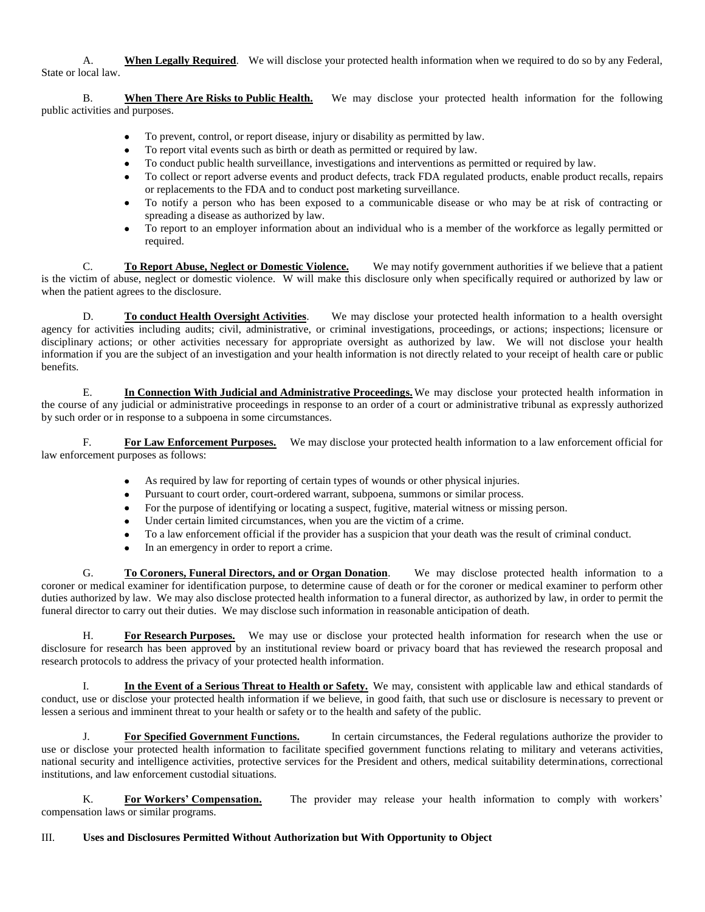A. **When Legally Required**. We will disclose your protected health information when we required to do so by any Federal, State or local law.

B. **When There Are Risks to Public Health.** We may disclose your protected health information for the following public activities and purposes.

- To prevent, control, or report disease, injury or disability as permitted by law.
- To report vital events such as birth or death as permitted or required by law.
- To conduct public health surveillance, investigations and interventions as permitted or required by law.
- To collect or report adverse events and product defects, track FDA regulated products, enable product recalls, repairs or replacements to the FDA and to conduct post marketing surveillance.
- To notify a person who has been exposed to a communicable disease or who may be at risk of contracting or spreading a disease as authorized by law.
- To report to an employer information about an individual who is a member of the workforce as legally permitted or required.

C. **To Report Abuse, Neglect or Domestic Violence.** We may notify government authorities if we believe that a patient is the victim of abuse, neglect or domestic violence. W will make this disclosure only when specifically required or authorized by law or when the patient agrees to the disclosure.

D. **To conduct Health Oversight Activities**. We may disclose your protected health information to a health oversight agency for activities including audits; civil, administrative, or criminal investigations, proceedings, or actions; inspections; licensure or disciplinary actions; or other activities necessary for appropriate oversight as authorized by law. We will not disclose your health information if you are the subject of an investigation and your health information is not directly related to your receipt of health care or public benefits.

E. **In Connection With Judicial and Administrative Proceedings.** We may disclose your protected health information in the course of any judicial or administrative proceedings in response to an order of a court or administrative tribunal as expressly authorized by such order or in response to a subpoena in some circumstances.

F. **For Law Enforcement Purposes.** We may disclose your protected health information to a law enforcement official for law enforcement purposes as follows:

- As required by law for reporting of certain types of wounds or other physical injuries.
- Pursuant to court order, court-ordered warrant, subpoena, summons or similar process.
- For the purpose of identifying or locating a suspect, fugitive, material witness or missing person.
- Under certain limited circumstances, when you are the victim of a crime.
- To a law enforcement official if the provider has a suspicion that your death was the result of criminal conduct.
- In an emergency in order to report a crime.

G. **To Coroners, Funeral Directors, and or Organ Donation**. We may disclose protected health information to a coroner or medical examiner for identification purpose, to determine cause of death or for the coroner or medical examiner to perform other duties authorized by law. We may also disclose protected health information to a funeral director, as authorized by law, in order to permit the funeral director to carry out their duties. We may disclose such information in reasonable anticipation of death.

H. **For Research Purposes.** We may use or disclose your protected health information for research when the use or disclosure for research has been approved by an institutional review board or privacy board that has reviewed the research proposal and research protocols to address the privacy of your protected health information.

I. **In the Event of a Serious Threat to Health or Safety.** We may, consistent with applicable law and ethical standards of conduct, use or disclose your protected health information if we believe, in good faith, that such use or disclosure is necessary to prevent or lessen a serious and imminent threat to your health or safety or to the health and safety of the public.

J. **For Specified Government Functions.** In certain circumstances, the Federal regulations authorize the provider to use or disclose your protected health information to facilitate specified government functions relating to military and veterans activities, national security and intelligence activities, protective services for the President and others, medical suitability determinations, correctional institutions, and law enforcement custodial situations.

K. **For Workers' Compensation.** The provider may release your health information to comply with workers' compensation laws or similar programs.

III. **Uses and Disclosures Permitted Without Authorization but With Opportunity to Object**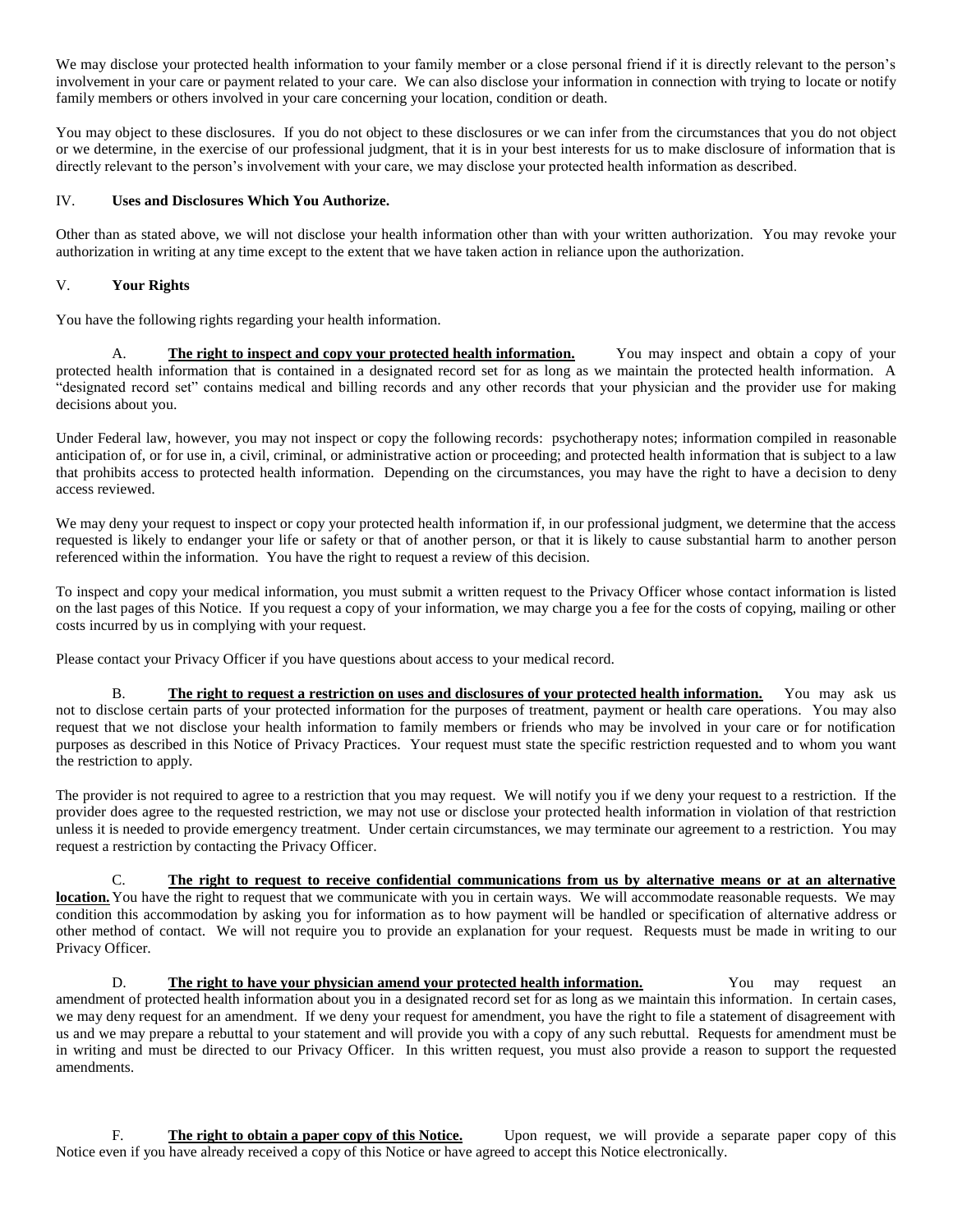We may disclose your protected health information to your family member or a close personal friend if it is directly relevant to the person's involvement in your care or payment related to your care. We can also disclose your information in connection with trying to locate or notify family members or others involved in your care concerning your location, condition or death.

You may object to these disclosures. If you do not object to these disclosures or we can infer from the circumstances that you do not object or we determine, in the exercise of our professional judgment, that it is in your best interests for us to make disclosure of information that is directly relevant to the person's involvement with your care, we may disclose your protected health information as described.

## IV. **Uses and Disclosures Which You Authorize.**

Other than as stated above, we will not disclose your health information other than with your written authorization. You may revoke your authorization in writing at any time except to the extent that we have taken action in reliance upon the authorization.

## V. **Your Rights**

You have the following rights regarding your health information.

A. **The right to inspect and copy your protected health information.** You may inspect and obtain a copy of your protected health information that is contained in a designated record set for as long as we maintain the protected health information. A "designated record set" contains medical and billing records and any other records that your physician and the provider use for making decisions about you.

Under Federal law, however, you may not inspect or copy the following records: psychotherapy notes; information compiled in reasonable anticipation of, or for use in, a civil, criminal, or administrative action or proceeding; and protected health information that is subject to a law that prohibits access to protected health information. Depending on the circumstances, you may have the right to have a decision to deny access reviewed.

We may deny your request to inspect or copy your protected health information if, in our professional judgment, we determine that the access requested is likely to endanger your life or safety or that of another person, or that it is likely to cause substantial harm to another person referenced within the information. You have the right to request a review of this decision.

To inspect and copy your medical information, you must submit a written request to the Privacy Officer whose contact information is listed on the last pages of this Notice. If you request a copy of your information, we may charge you a fee for the costs of copying, mailing or other costs incurred by us in complying with your request.

Please contact your Privacy Officer if you have questions about access to your medical record.

B. **The right to request a restriction on uses and disclosures of your protected health information.** You may ask us not to disclose certain parts of your protected information for the purposes of treatment, payment or health care operations. You may also request that we not disclose your health information to family members or friends who may be involved in your care or for notification purposes as described in this Notice of Privacy Practices. Your request must state the specific restriction requested and to whom you want the restriction to apply.

The provider is not required to agree to a restriction that you may request. We will notify you if we deny your request to a restriction. If the provider does agree to the requested restriction, we may not use or disclose your protected health information in violation of that restriction unless it is needed to provide emergency treatment. Under certain circumstances, we may terminate our agreement to a restriction. You may request a restriction by contacting the Privacy Officer.

C. **The right to request to receive confidential communications from us by alternative means or at an alternative location.** You have the right to request that we communicate with you in certain ways. We will accommodate reasonable requests. We may condition this accommodation by asking you for information as to how payment will be handled or specification of alternative address or other method of contact. We will not require you to provide an explanation for your request. Requests must be made in writing to our Privacy Officer.

D. **The right to have your physician amend your protected health information.** You may request an amendment of protected health information about you in a designated record set for as long as we maintain this information. In certain cases, we may deny request for an amendment. If we deny your request for amendment, you have the right to file a statement of disagreement with us and we may prepare a rebuttal to your statement and will provide you with a copy of any such rebuttal. Requests for amendment must be in writing and must be directed to our Privacy Officer. In this written request, you must also provide a reason to support the requested amendments.

F. **The right to obtain a paper copy of this Notice.** Upon request, we will provide a separate paper copy of this Notice even if you have already received a copy of this Notice or have agreed to accept this Notice electronically.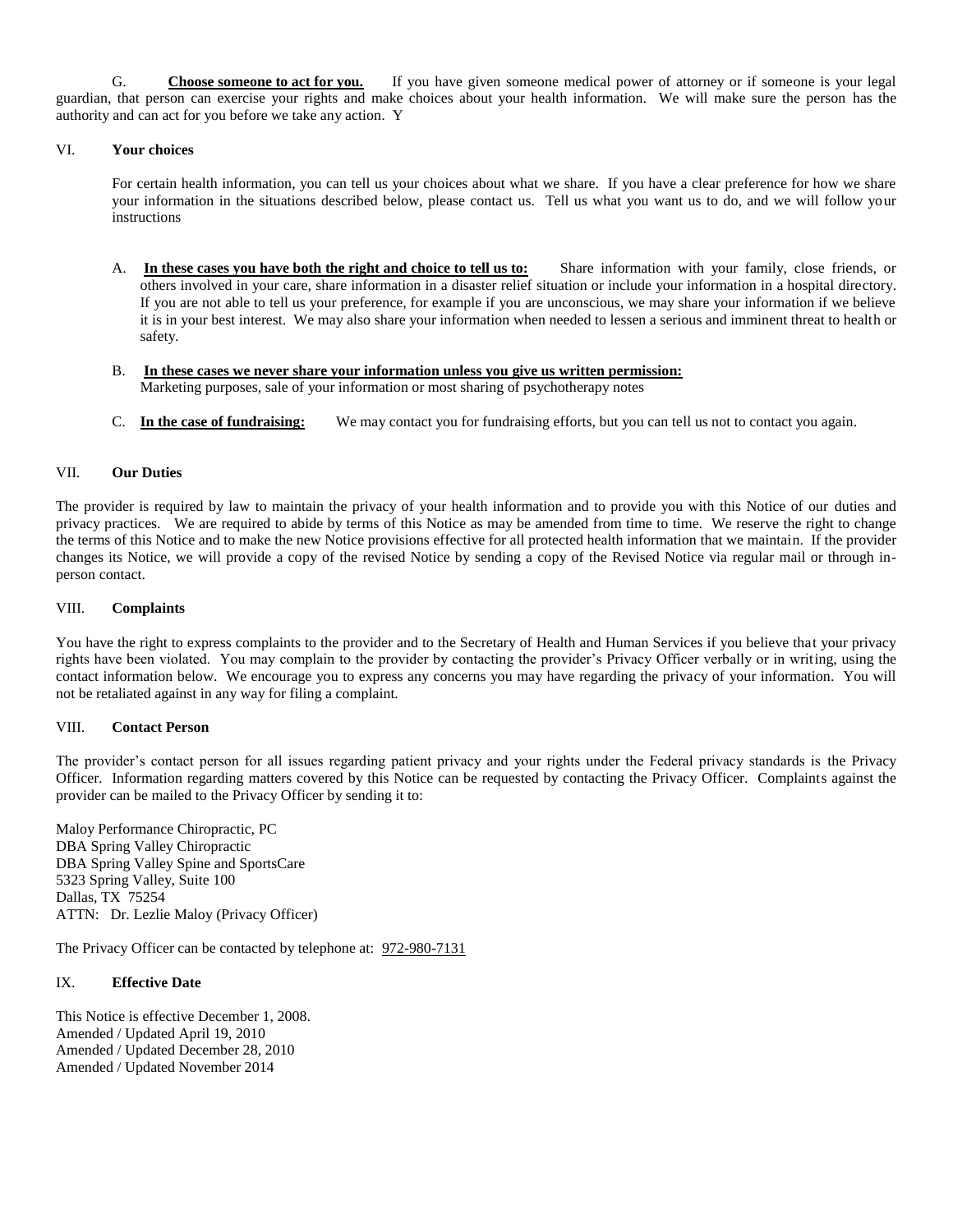G. **Choose someone to act for you.** If you have given someone medical power of attorney or if someone is your legal guardian, that person can exercise your rights and make choices about your health information. We will make sure the person has the authority and can act for you before we take any action. Y

## VI. **Your choices**

For certain health information, you can tell us your choices about what we share. If you have a clear preference for how we share your information in the situations described below, please contact us. Tell us what you want us to do, and we will follow your instructions

A. **In these cases you have both the right and choice to tell us to:** Share information with your family, close friends, or others involved in your care, share information in a disaster relief situation or include your information in a hospital directory. If you are not able to tell us your preference, for example if you are unconscious, we may share your information if we believe it is in your best interest. We may also share your information when needed to lessen a serious and imminent threat to health or safety.

B. **In these cases we never share your information unless you give us written permission:** Marketing purposes, sale of your information or most sharing of psychotherapy notes

C. **In the case of fundraising:** We may contact you for fundraising efforts, but you can tell us not to contact you again.

## VII. **Our Duties**

The provider is required by law to maintain the privacy of your health information and to provide you with this Notice of our duties and privacy practices. We are required to abide by terms of this Notice as may be amended from time to time. We reserve the right to change the terms of this Notice and to make the new Notice provisions effective for all protected health information that we maintain. If the provider changes its Notice, we will provide a copy of the revised Notice by sending a copy of the Revised Notice via regular mail or through in-person contact.

## VIII. **Complaints**

You have the right to express complaints to the provider and to the Secretary of Health and Human Services if you believe that your privacy rights have been violated. You may complain to the provider by contacting the provider's Privacy Officer verbally or in writing, using the contact information below. We encourage you to express any concerns you may have regarding the privacy of your information. You will not be retaliated against in any way for filing a complaint.

## VIII. **Contact Person**

The provider's contact person for all issues regarding patient privacy and your rights under the Federal privacy standards is the Privacy Officer. Information regarding matters covered by this Notice can be requested by contacting the Privacy Officer. Complaints against the provider can be mailed to the Privacy Officer by sending it to:

Maloy Performance Chiropractic, PC
DBA Spring Valley Chiropractic
DBA Spring Valley Spine and SportsCare
5323 Spring Valley, Suite 100
Dallas, TX 75254
ATTN: Dr. Lezlie Maloy (Privacy Officer)

The Privacy Officer can be contacted by telephone at: 972-980-7131

## IX. **Effective Date**

This Notice is effective December 1, 2008.
Amended / Updated April 19, 2010
Amended / Updated December 28, 2010
Amended / Updated November 2014